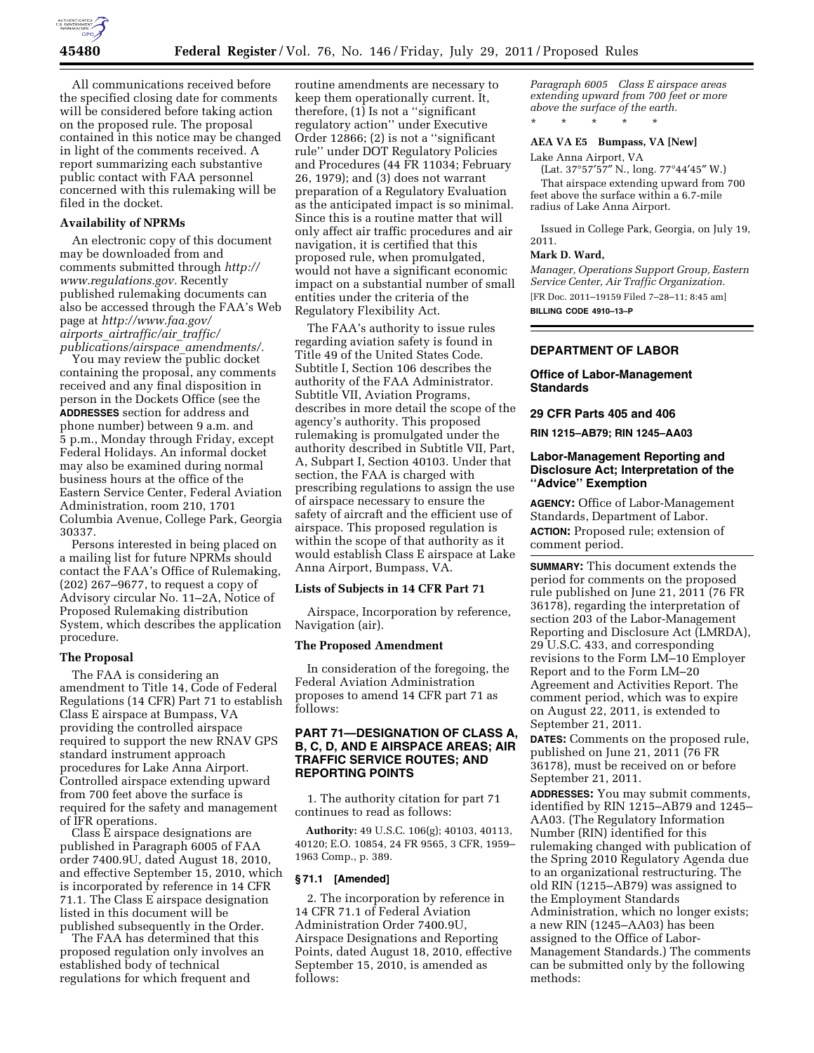All communications received before the specified closing date for comments will be considered before taking action on the proposed rule. The proposal contained in this notice may be changed in light of the comments received. A report summarizing each substantive public contact with FAA personnel concerned with this rulemaking will be filed in the docket.

### Availability of NPRMs

An electronic copy of this document may be downloaded from and comments submitted through *http://www.regulations.gov.* Recently published rulemaking documents can also be accessed through the FAA's Web page at *http://www.faa.gov/airports_airtraffic/air_traffic/publications/airspace_amendments/.*

You may review the public docket containing the proposal, any comments received and any final disposition in person in the Dockets Office (see the **ADDRESSES** section for address and phone number) between 9 a.m. and 5 p.m., Monday through Friday, except Federal Holidays. An informal docket may also be examined during normal business hours at the office of the Eastern Service Center, Federal Aviation Administration, room 210, 1701 Columbia Avenue, College Park, Georgia 30337.

Persons interested in being placed on a mailing list for future NPRMs should contact the FAA's Office of Rulemaking, (202) 267–9677, to request a copy of Advisory circular No. 11–2A, Notice of Proposed Rulemaking distribution System, which describes the application procedure.

### The Proposal

The FAA is considering an amendment to Title 14, Code of Federal Regulations (14 CFR) Part 71 to establish Class E airspace at Bumpass, VA providing the controlled airspace required to support the new RNAV GPS standard instrument approach procedures for Lake Anna Airport. Controlled airspace extending upward from 700 feet above the surface is required for the safety and management of IFR operations.

Class E airspace designations are published in Paragraph 6005 of FAA order 7400.9U, dated August 18, 2010, and effective September 15, 2010, which is incorporated by reference in 14 CFR 71.1. The Class E airspace designation listed in this document will be published subsequently in the Order.

The FAA has determined that this proposed regulation only involves an established body of technical regulations for which frequent and routine amendments are necessary to keep them operationally current. It, therefore, (1) Is not a ''significant regulatory action'' under Executive Order 12866; (2) is not a ''significant rule'' under DOT Regulatory Policies and Procedures (44 FR 11034; February 26, 1979); and (3) does not warrant preparation of a Regulatory Evaluation as the anticipated impact is so minimal. Since this is a routine matter that will only affect air traffic procedures and air navigation, it is certified that this proposed rule, when promulgated, would not have a significant economic impact on a substantial number of small entities under the criteria of the Regulatory Flexibility Act.

The FAA's authority to issue rules regarding aviation safety is found in Title 49 of the United States Code. Subtitle I, Section 106 describes the authority of the FAA Administrator. Subtitle VII, Aviation Programs, describes in more detail the scope of the agency's authority. This proposed rulemaking is promulgated under the authority described in Subtitle VII, Part, A, Subpart I, Section 40103. Under that section, the FAA is charged with prescribing regulations to assign the use of airspace necessary to ensure the safety of aircraft and the efficient use of airspace. This proposed regulation is within the scope of that authority as it would establish Class E airspace at Lake Anna Airport, Bumpass, VA.

### Lists of Subjects in 14 CFR Part 71

Airspace, Incorporation by reference, Navigation (air).

### The Proposed Amendment

In consideration of the foregoing, the Federal Aviation Administration proposes to amend 14 CFR part 71 as follows:

### PART 71—DESIGNATION OF CLASS A, B, C, D, AND E AIRSPACE AREAS; AIR TRAFFIC SERVICE ROUTES; AND REPORTING POINTS

1. The authority citation for part 71 continues to read as follows:

**Authority:** 49 U.S.C. 106(g); 40103, 40113, 40120; E.O. 10854, 24 FR 9565, 3 CFR, 1959–1963 Comp., p. 389.

### § 71.1 [Amended]

2. The incorporation by reference in 14 CFR 71.1 of Federal Aviation Administration Order 7400.9U, Airspace Designations and Reporting Points, dated August 18, 2010, effective September 15, 2010, is amended as follows:

*Paragraph 6005 Class E airspace areas extending upward from 700 feet or more above the surface of the earth.*

\* \* \* \* \*

**AEA VA E5 Bumpass, VA [New]**

Lake Anna Airport, VA

(Lat. 37°57′57″ N., long. 77°44′45″ W.)

That airspace extending upward from 700 feet above the surface within a 6.7-mile radius of Lake Anna Airport.

Issued in College Park, Georgia, on July 19, 2011.

**Mark D. Ward,**

*Manager, Operations Support Group, Eastern Service Center, Air Traffic Organization.*

[FR Doc. 2011–19159 Filed 7–28–11; 8:45 am]

**BILLING CODE 4910–13–P**

---

## DEPARTMENT OF LABOR

### Office of Labor-Management Standards

### 29 CFR Parts 405 and 406

**RIN 1215–AB79; RIN 1245–AA03**

### Labor-Management Reporting and Disclosure Act; Interpretation of the ''Advice'' Exemption

**AGENCY:** Office of Labor-Management Standards, Department of Labor.

**ACTION:** Proposed rule; extension of comment period.

**SUMMARY:** This document extends the period for comments on the proposed rule published on June 21, 2011 (76 FR 36178), regarding the interpretation of section 203 of the Labor-Management Reporting and Disclosure Act (LMRDA), 29 U.S.C. 433, and corresponding revisions to the Form LM–10 Employer Report and to the Form LM–20 Agreement and Activities Report. The comment period, which was to expire on August 22, 2011, is extended to September 21, 2011.

**DATES:** Comments on the proposed rule, published on June 21, 2011 (76 FR 36178), must be received on or before September 21, 2011.

**ADDRESSES:** You may submit comments, identified by RIN 1215–AB79 and 1245–AA03. (The Regulatory Information Number (RIN) identified for this rulemaking changed with publication of the Spring 2010 Regulatory Agenda due to an organizational restructuring. The old RIN (1215–AB79) was assigned to the Employment Standards Administration, which no longer exists; a new RIN (1245–AA03) has been assigned to the Office of Labor-Management Standards.) The comments can be submitted only by the following methods: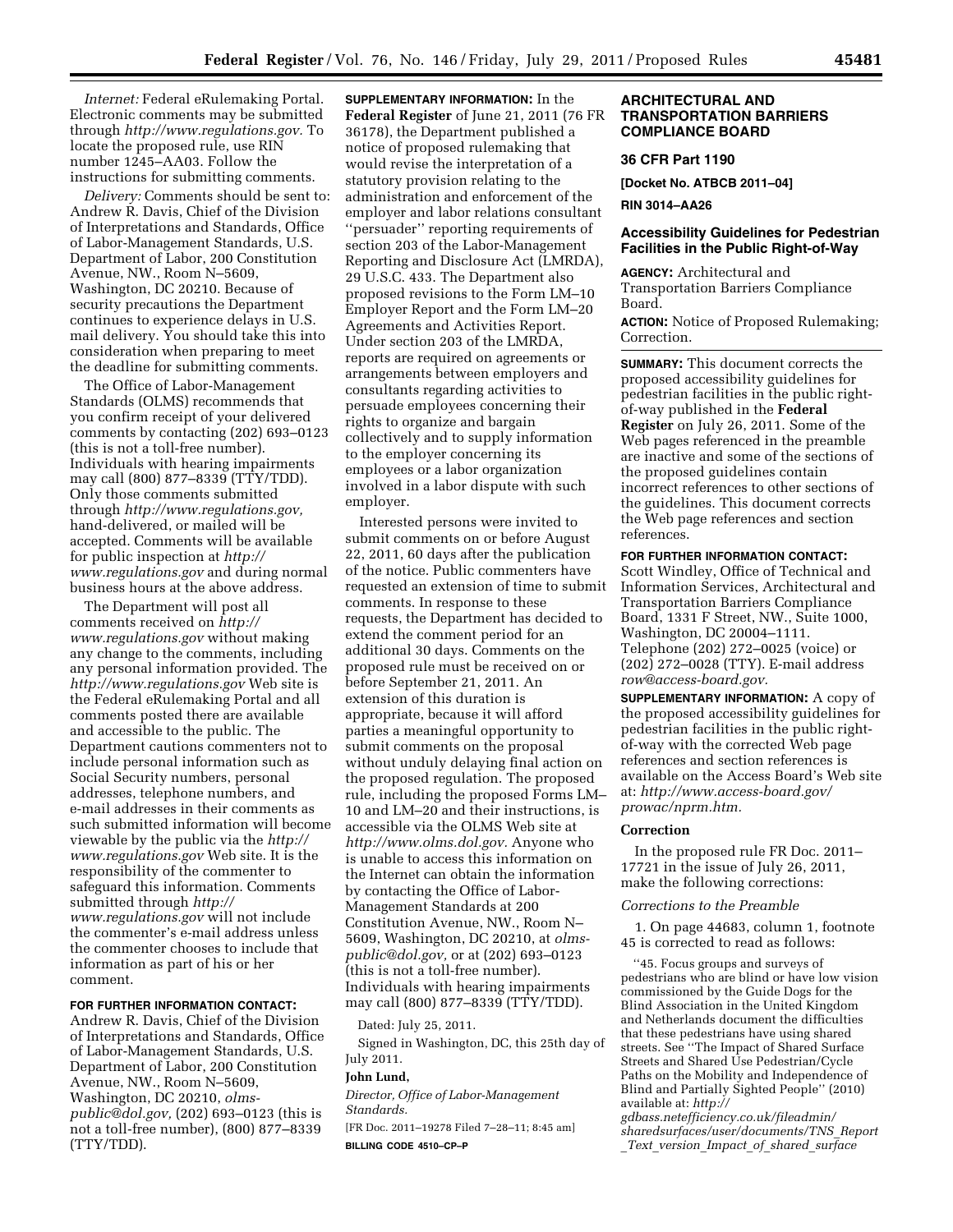*Internet:* Federal eRulemaking Portal. Electronic comments may be submitted through *http://www.regulations.gov.* To locate the proposed rule, use RIN number 1245–AA03. Follow the instructions for submitting comments.

*Delivery:* Comments should be sent to: Andrew R. Davis, Chief of the Division of Interpretations and Standards, Office of Labor-Management Standards, U.S. Department of Labor, 200 Constitution Avenue, NW., Room N–5609, Washington, DC 20210. Because of security precautions the Department continues to experience delays in U.S. mail delivery. You should take this into consideration when preparing to meet the deadline for submitting comments.

The Office of Labor-Management Standards (OLMS) recommends that you confirm receipt of your delivered comments by contacting (202) 693–0123 (this is not a toll-free number). Individuals with hearing impairments may call (800) 877–8339 (TTY/TDD). Only those comments submitted through *http://www.regulations.gov,* hand-delivered, or mailed will be accepted. Comments will be available for public inspection at *http://www.regulations.gov* and during normal business hours at the above address.

The Department will post all comments received on *http://www.regulations.gov* without making any change to the comments, including any personal information provided. The *http://www.regulations.gov* Web site is the Federal eRulemaking Portal and all comments posted there are available and accessible to the public. The Department cautions commenters not to include personal information such as Social Security numbers, personal addresses, telephone numbers, and e-mail addresses in their comments as such submitted information will become viewable by the public via the *http://www.regulations.gov* Web site. It is the responsibility of the commenter to safeguard this information. Comments submitted through *http://www.regulations.gov* will not include the commenter's e-mail address unless the commenter chooses to include that information as part of his or her comment.

**FOR FURTHER INFORMATION CONTACT:** Andrew R. Davis, Chief of the Division of Interpretations and Standards, Office of Labor-Management Standards, U.S. Department of Labor, 200 Constitution Avenue, NW., Room N–5609, Washington, DC 20210, *olms-public@dol.gov,* (202) 693–0123 (this is not a toll-free number), (800) 877–8339 (TTY/TDD).

**SUPPLEMENTARY INFORMATION:** In the **Federal Register** of June 21, 2011 (76 FR 36178), the Department published a notice of proposed rulemaking that would revise the interpretation of a statutory provision relating to the administration and enforcement of the employer and labor relations consultant ''persuader'' reporting requirements of section 203 of the Labor-Management Reporting and Disclosure Act (LMRDA), 29 U.S.C. 433. The Department also proposed revisions to the Form LM–10 Employer Report and the Form LM–20 Agreements and Activities Report. Under section 203 of the LMRDA, reports are required on agreements or arrangements between employers and consultants regarding activities to persuade employees concerning their rights to organize and bargain collectively and to supply information to the employer concerning its employees or a labor organization involved in a labor dispute with such employer.

Interested persons were invited to submit comments on or before August 22, 2011, 60 days after the publication of the notice. Public commenters have requested an extension of time to submit comments. In response to these requests, the Department has decided to extend the comment period for an additional 30 days. Comments on the proposed rule must be received on or before September 21, 2011. An extension of this duration is appropriate, because it will afford parties a meaningful opportunity to submit comments on the proposal without unduly delaying final action on the proposed regulation. The proposed rule, including the proposed Forms LM–10 and LM–20 and their instructions, is accessible via the OLMS Web site at *http://www.olms.dol.gov.* Anyone who is unable to access this information on the Internet can obtain the information by contacting the Office of Labor-Management Standards at 200 Constitution Avenue, NW., Room N–5609, Washington, DC 20210, at *olms-public@dol.gov,* or at (202) 693–0123 (this is not a toll-free number). Individuals with hearing impairments may call (800) 877–8339 (TTY/TDD).

Dated: July 25, 2011.

Signed in Washington, DC, this 25th day of July 2011.

**John Lund,**

*Director, Office of Labor-Management Standards.*

[FR Doc. 2011–19278 Filed 7–28–11; 8:45 am]

**BILLING CODE 4510–CP–P**

## ARCHITECTURAL AND TRANSPORTATION BARRIERS COMPLIANCE BOARD

### 36 CFR Part 1190

**[Docket No. ATBCB 2011–04]**

**RIN 3014–AA26**

### Accessibility Guidelines for Pedestrian Facilities in the Public Right-of-Way

**AGENCY:** Architectural and Transportation Barriers Compliance Board.

**ACTION:** Notice of Proposed Rulemaking; Correction.

**SUMMARY:** This document corrects the proposed accessibility guidelines for pedestrian facilities in the public right-of-way published in the **Federal Register** on July 26, 2011. Some of the Web pages referenced in the preamble are inactive and some of the sections of the proposed guidelines contain incorrect references to other sections of the guidelines. This document corrects the Web page references and section references.

**FOR FURTHER INFORMATION CONTACT:** Scott Windley, Office of Technical and Information Services, Architectural and Transportation Barriers Compliance Board, 1331 F Street, NW., Suite 1000, Washington, DC 20004–1111. Telephone (202) 272–0025 (voice) or (202) 272–0028 (TTY). E-mail address *row@access-board.gov.*

**SUPPLEMENTARY INFORMATION:** A copy of the proposed accessibility guidelines for pedestrian facilities in the public right-of-way with the corrected Web page references and section references is available on the Access Board's Web site at: *http://www.access-board.gov/prowac/nprm.htm.*

#### Correction

In the proposed rule FR Doc. 2011–17721 in the issue of July 26, 2011, make the following corrections:

*Corrections to the Preamble*

1. On page 44683, column 1, footnote 45 is corrected to read as follows:

''45. Focus groups and surveys of pedestrians who are blind or have low vision commissioned by the Guide Dogs for the Blind Association in the United Kingdom and Netherlands document the difficulties that these pedestrians have using shared streets. See ''The Impact of Shared Surface Streets and Shared Use Pedestrian/Cycle Paths on the Mobility and Independence of Blind and Partially Sighted People'' (2010) available at: *http://gdbass.netefficiency.co.uk/fileadmin/sharedsurfaces/user/documents/TNS_Report_Text_version_Impact_of_shared_surface*